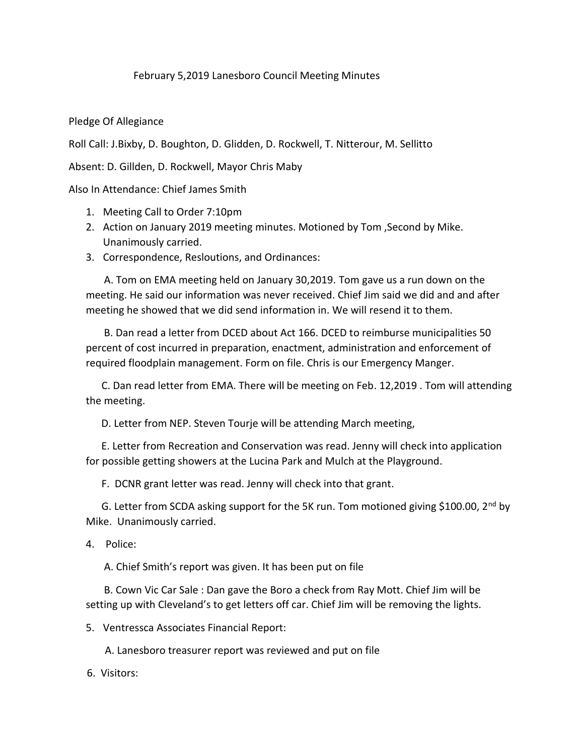February 5,2019 Lanesboro Council Meeting Minutes

Pledge Of Allegiance

Roll Call: J.Bixby, D. Boughton, D. Glidden, D. Rockwell, T. Nitterour, M. Sellitto

Absent: D. Gillden, D. Rockwell, Mayor Chris Maby

Also In Attendance: Chief James Smith

1. Meeting Call to Order 7:10pm
2. Action on January 2019 meeting minutes. Motioned by Tom ,Second by Mike. Unanimously carried.
3. Correspondence, Resloutions, and Ordinances:

   A. Tom on EMA meeting held on January 30,2019. Tom gave us a run down on the meeting. He said our information was never received. Chief Jim said we did and and after meeting he showed that we did send information in. We will resend it to them.

   B. Dan read a letter from DCED about Act 166. DCED to reimburse municipalities 50 percent of cost incurred in preparation, enactment, administration and enforcement of required floodplain management. Form on file. Chris is our Emergency Manger.

   C. Dan read letter from EMA. There will be meeting on Feb. 12,2019 . Tom will attending the meeting.

   D. Letter from NEP. Steven Tourje will be attending March meeting,

   E. Letter from Recreation and Conservation was read. Jenny will check into application for possible getting showers at the Lucina Park and Mulch at the Playground.

   F. DCNR grant letter was read. Jenny will check into that grant.

   G. Letter from SCDA asking support for the 5K run. Tom motioned giving $100.00, 2nd by Mike. Unanimously carried.

4. Police:

   A. Chief Smith's report was given. It has been put on file

   B. Cown Vic Car Sale : Dan gave the Boro a check from Ray Mott. Chief Jim will be setting up with Cleveland's to get letters off car. Chief Jim will be removing the lights.

5. Ventressca Associates Financial Report:

   A. Lanesboro treasurer report was reviewed and put on file

6. Visitors: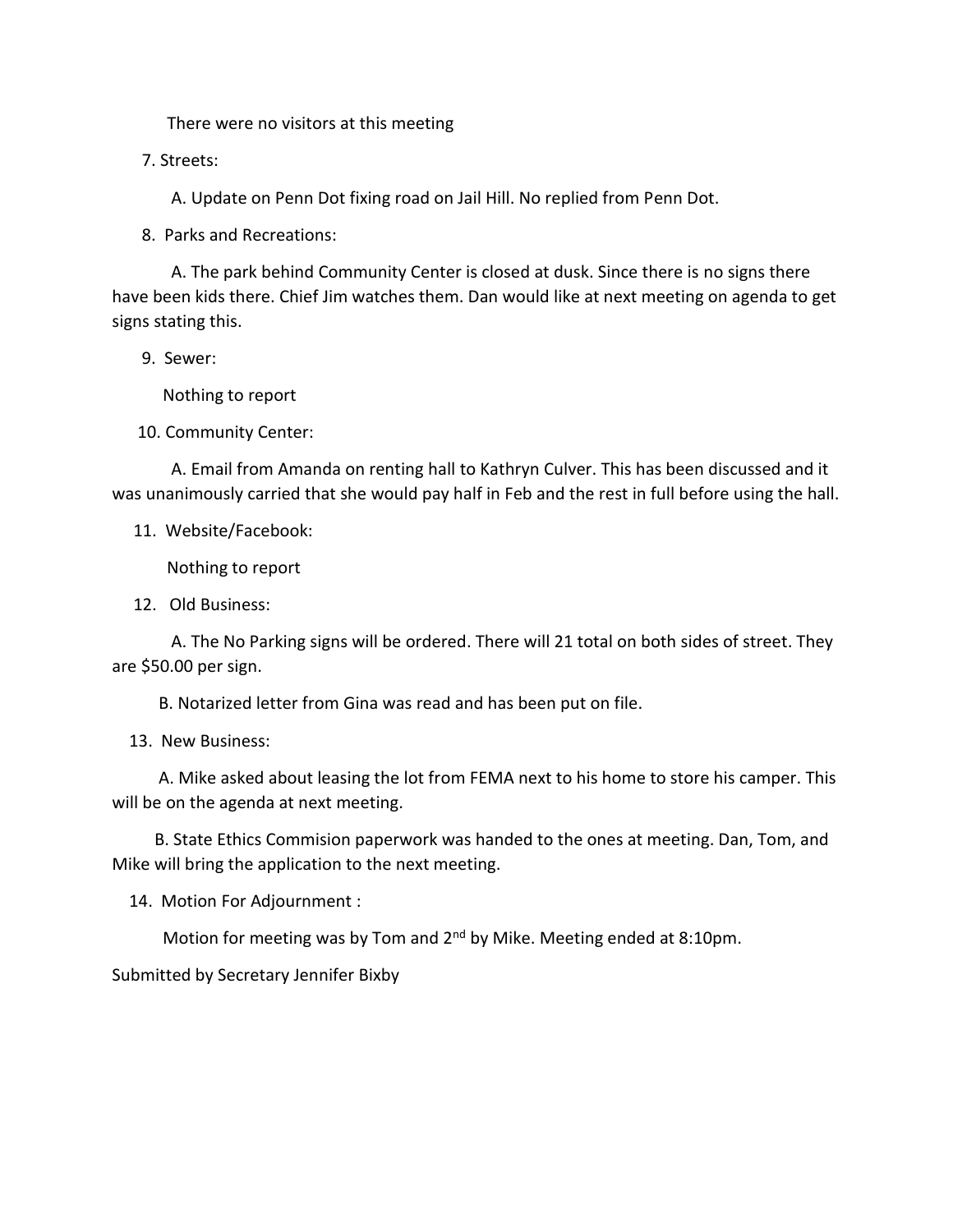There were no visitors at this meeting

7. Streets:

A. Update on Penn Dot fixing road on Jail Hill. No replied from Penn Dot.

8. Parks and Recreations:

A. The park behind Community Center is closed at dusk. Since there is no signs there have been kids there. Chief Jim watches them. Dan would like at next meeting on agenda to get signs stating this.

9. Sewer:

Nothing to report

10. Community Center:

A. Email from Amanda on renting hall to Kathryn Culver. This has been discussed and it was unanimously carried that she would pay half in Feb and the rest in full before using the hall.

11. Website/Facebook:

Nothing to report

12. Old Business:

A. The No Parking signs will be ordered. There will 21 total on both sides of street. They are $50.00 per sign.

B. Notarized letter from Gina was read and has been put on file.

13. New Business:

A. Mike asked about leasing the lot from FEMA next to his home to store his camper. This will be on the agenda at next meeting.

B. State Ethics Commision paperwork was handed to the ones at meeting. Dan, Tom, and Mike will bring the application to the next meeting.

14. Motion For Adjournment :

Motion for meeting was by Tom and 2nd by Mike. Meeting ended at 8:10pm.

Submitted by Secretary Jennifer Bixby